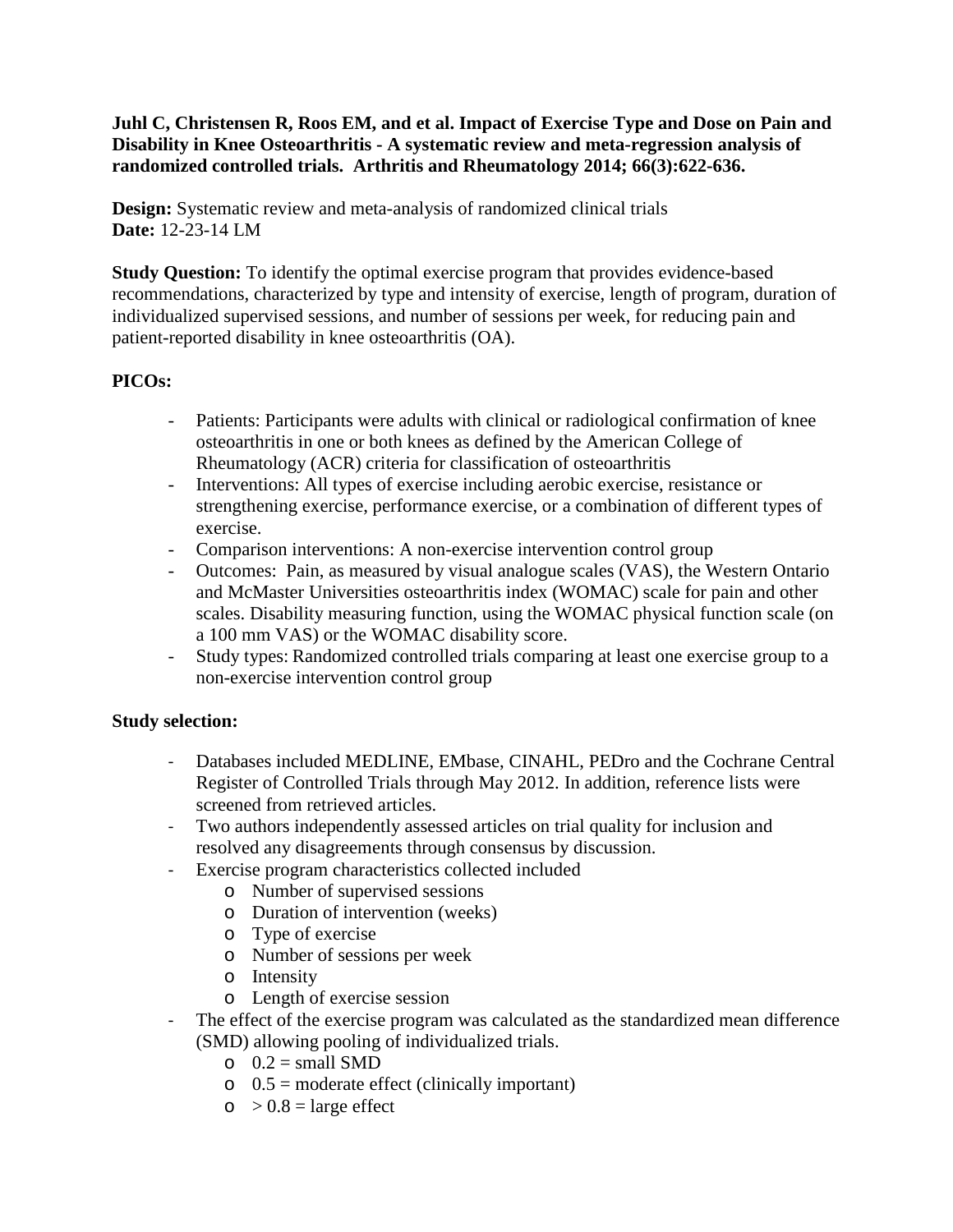**Juhl C, Christensen R, Roos EM, and et al. Impact of Exercise Type and Dose on Pain and Disability in Knee Osteoarthritis - A systematic review and meta-regression analysis of randomized controlled trials. Arthritis and Rheumatology 2014; 66(3):622-636.**

**Design:** Systematic review and meta-analysis of randomized clinical trials
**Date:** 12-23-14 LM

**Study Question:** To identify the optimal exercise program that provides evidence-based recommendations, characterized by type and intensity of exercise, length of program, duration of individualized supervised sessions, and number of sessions per week, for reducing pain and patient-reported disability in knee osteoarthritis (OA).

**PICOs:**

- Patients: Participants were adults with clinical or radiological confirmation of knee osteoarthritis in one or both knees as defined by the American College of Rheumatology (ACR) criteria for classification of osteoarthritis
- Interventions: All types of exercise including aerobic exercise, resistance or strengthening exercise, performance exercise, or a combination of different types of exercise.
- Comparison interventions: A non-exercise intervention control group
- Outcomes: Pain, as measured by visual analogue scales (VAS), the Western Ontario and McMaster Universities osteoarthritis index (WOMAC) scale for pain and other scales. Disability measuring function, using the WOMAC physical function scale (on a 100 mm VAS) or the WOMAC disability score.
- Study types: Randomized controlled trials comparing at least one exercise group to a non-exercise intervention control group

**Study selection:**

- Databases included MEDLINE, EMbase, CINAHL, PEDro and the Cochrane Central Register of Controlled Trials through May 2012. In addition, reference lists were screened from retrieved articles.
- Two authors independently assessed articles on trial quality for inclusion and resolved any disagreements through consensus by discussion.
- Exercise program characteristics collected included
  - Number of supervised sessions
  - Duration of intervention (weeks)
  - Type of exercise
  - Number of sessions per week
  - Intensity
  - Length of exercise session
- The effect of the exercise program was calculated as the standardized mean difference (SMD) allowing pooling of individualized trials.
  - 0.2 = small SMD
  - 0.5 = moderate effect (clinically important)
  - > 0.8 = large effect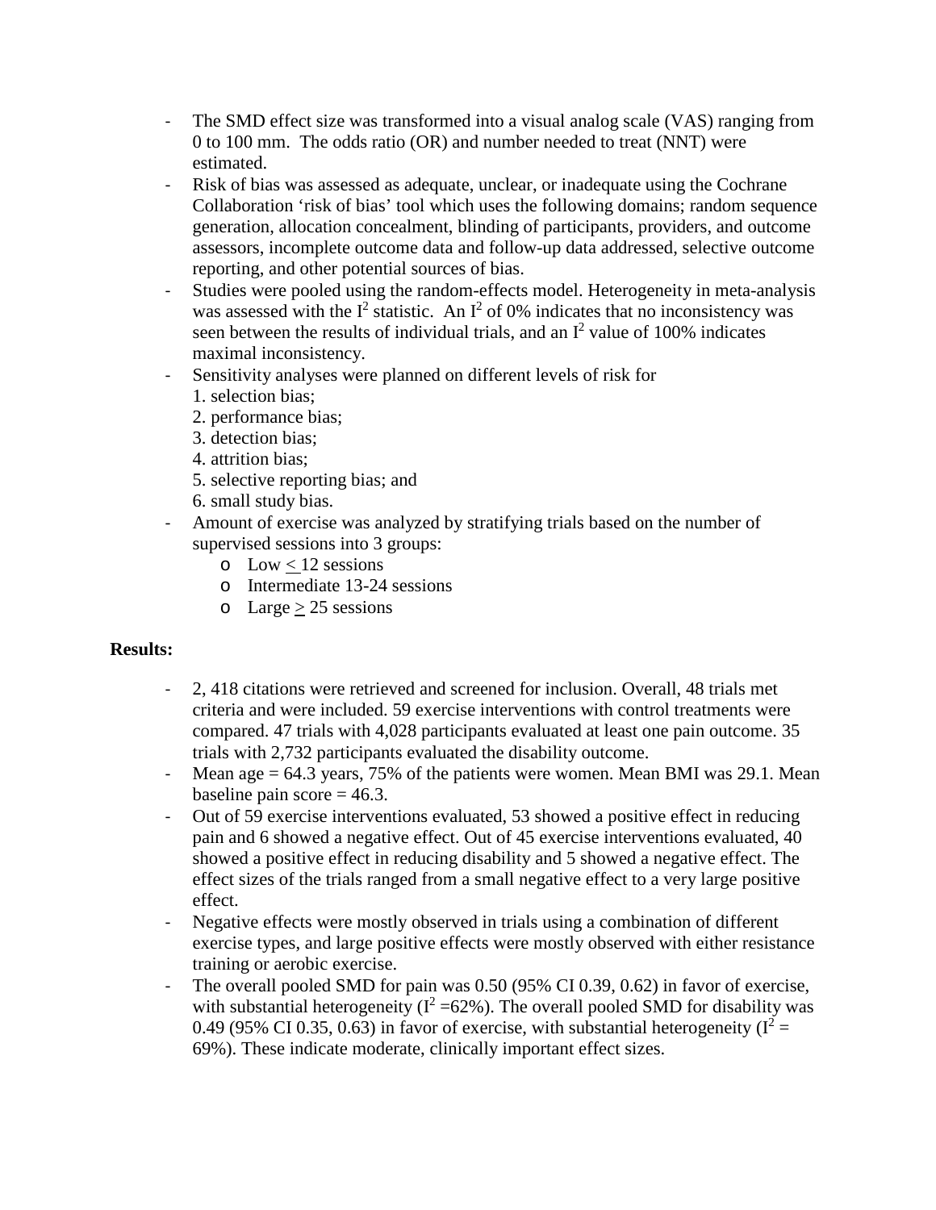- The SMD effect size was transformed into a visual analog scale (VAS) ranging from 0 to 100 mm. The odds ratio (OR) and number needed to treat (NNT) were estimated.
- Risk of bias was assessed as adequate, unclear, or inadequate using the Cochrane Collaboration 'risk of bias' tool which uses the following domains; random sequence generation, allocation concealment, blinding of participants, providers, and outcome assessors, incomplete outcome data and follow-up data addressed, selective outcome reporting, and other potential sources of bias.
- Studies were pooled using the random-effects model. Heterogeneity in meta-analysis was assessed with the $I^2$ statistic. An $I^2$ of 0% indicates that no inconsistency was seen between the results of individual trials, and an $I^2$ value of 100% indicates maximal inconsistency.
- Sensitivity analyses were planned on different levels of risk for
  1. selection bias;
  2. performance bias;
  3. detection bias;
  4. attrition bias;
  5. selective reporting bias; and
  6. small study bias.
- Amount of exercise was analyzed by stratifying trials based on the number of supervised sessions into 3 groups:
  - Low $\leq$ 12 sessions
  - Intermediate 13-24 sessions
  - Large $\geq$ 25 sessions

**Results:**

- 2, 418 citations were retrieved and screened for inclusion. Overall, 48 trials met criteria and were included. 59 exercise interventions with control treatments were compared. 47 trials with 4,028 participants evaluated at least one pain outcome. 35 trials with 2,732 participants evaluated the disability outcome.
- Mean age = 64.3 years, 75% of the patients were women. Mean BMI was 29.1. Mean baseline pain score = 46.3.
- Out of 59 exercise interventions evaluated, 53 showed a positive effect in reducing pain and 6 showed a negative effect. Out of 45 exercise interventions evaluated, 40 showed a positive effect in reducing disability and 5 showed a negative effect. The effect sizes of the trials ranged from a small negative effect to a very large positive effect.
- Negative effects were mostly observed in trials using a combination of different exercise types, and large positive effects were mostly observed with either resistance training or aerobic exercise.
- The overall pooled SMD for pain was 0.50 (95% CI 0.39, 0.62) in favor of exercise, with substantial heterogeneity ($I^2$ =62%). The overall pooled SMD for disability was 0.49 (95% CI 0.35, 0.63) in favor of exercise, with substantial heterogeneity ($I^2$ = 69%). These indicate moderate, clinically important effect sizes.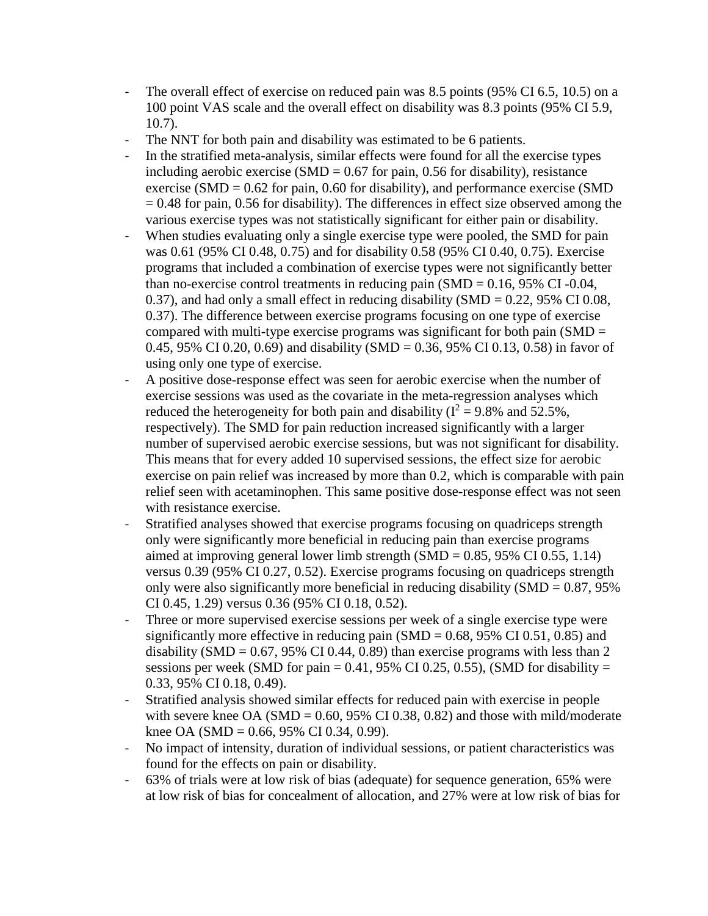- The overall effect of exercise on reduced pain was 8.5 points (95% CI 6.5, 10.5) on a 100 point VAS scale and the overall effect on disability was 8.3 points (95% CI 5.9, 10.7).
- The NNT for both pain and disability was estimated to be 6 patients.
- In the stratified meta-analysis, similar effects were found for all the exercise types including aerobic exercise (SMD = 0.67 for pain, 0.56 for disability), resistance exercise (SMD = 0.62 for pain, 0.60 for disability), and performance exercise (SMD = 0.48 for pain, 0.56 for disability). The differences in effect size observed among the various exercise types was not statistically significant for either pain or disability.
- When studies evaluating only a single exercise type were pooled, the SMD for pain was 0.61 (95% CI 0.48, 0.75) and for disability 0.58 (95% CI 0.40, 0.75). Exercise programs that included a combination of exercise types were not significantly better than no-exercise control treatments in reducing pain (SMD = 0.16, 95% CI -0.04, 0.37), and had only a small effect in reducing disability (SMD = 0.22, 95% CI 0.08, 0.37). The difference between exercise programs focusing on one type of exercise compared with multi-type exercise programs was significant for both pain (SMD = 0.45, 95% CI 0.20, 0.69) and disability (SMD = 0.36, 95% CI 0.13, 0.58) in favor of using only one type of exercise.
- A positive dose-response effect was seen for aerobic exercise when the number of exercise sessions was used as the covariate in the meta-regression analyses which reduced the heterogeneity for both pain and disability ($I^2$ = 9.8% and 52.5%, respectively). The SMD for pain reduction increased significantly with a larger number of supervised aerobic exercise sessions, but was not significant for disability. This means that for every added 10 supervised sessions, the effect size for aerobic exercise on pain relief was increased by more than 0.2, which is comparable with pain relief seen with acetaminophen. This same positive dose-response effect was not seen with resistance exercise.
- Stratified analyses showed that exercise programs focusing on quadriceps strength only were significantly more beneficial in reducing pain than exercise programs aimed at improving general lower limb strength (SMD = 0.85, 95% CI 0.55, 1.14) versus 0.39 (95% CI 0.27, 0.52). Exercise programs focusing on quadriceps strength only were also significantly more beneficial in reducing disability (SMD = 0.87, 95% CI 0.45, 1.29) versus 0.36 (95% CI 0.18, 0.52).
- Three or more supervised exercise sessions per week of a single exercise type were significantly more effective in reducing pain (SMD = 0.68, 95% CI 0.51, 0.85) and disability (SMD = 0.67, 95% CI 0.44, 0.89) than exercise programs with less than 2 sessions per week (SMD for pain = 0.41, 95% CI 0.25, 0.55), (SMD for disability = 0.33, 95% CI 0.18, 0.49).
- Stratified analysis showed similar effects for reduced pain with exercise in people with severe knee OA (SMD = 0.60, 95% CI 0.38, 0.82) and those with mild/moderate knee OA (SMD = 0.66, 95% CI 0.34, 0.99).
- No impact of intensity, duration of individual sessions, or patient characteristics was found for the effects on pain or disability.
- 63% of trials were at low risk of bias (adequate) for sequence generation, 65% were at low risk of bias for concealment of allocation, and 27% were at low risk of bias for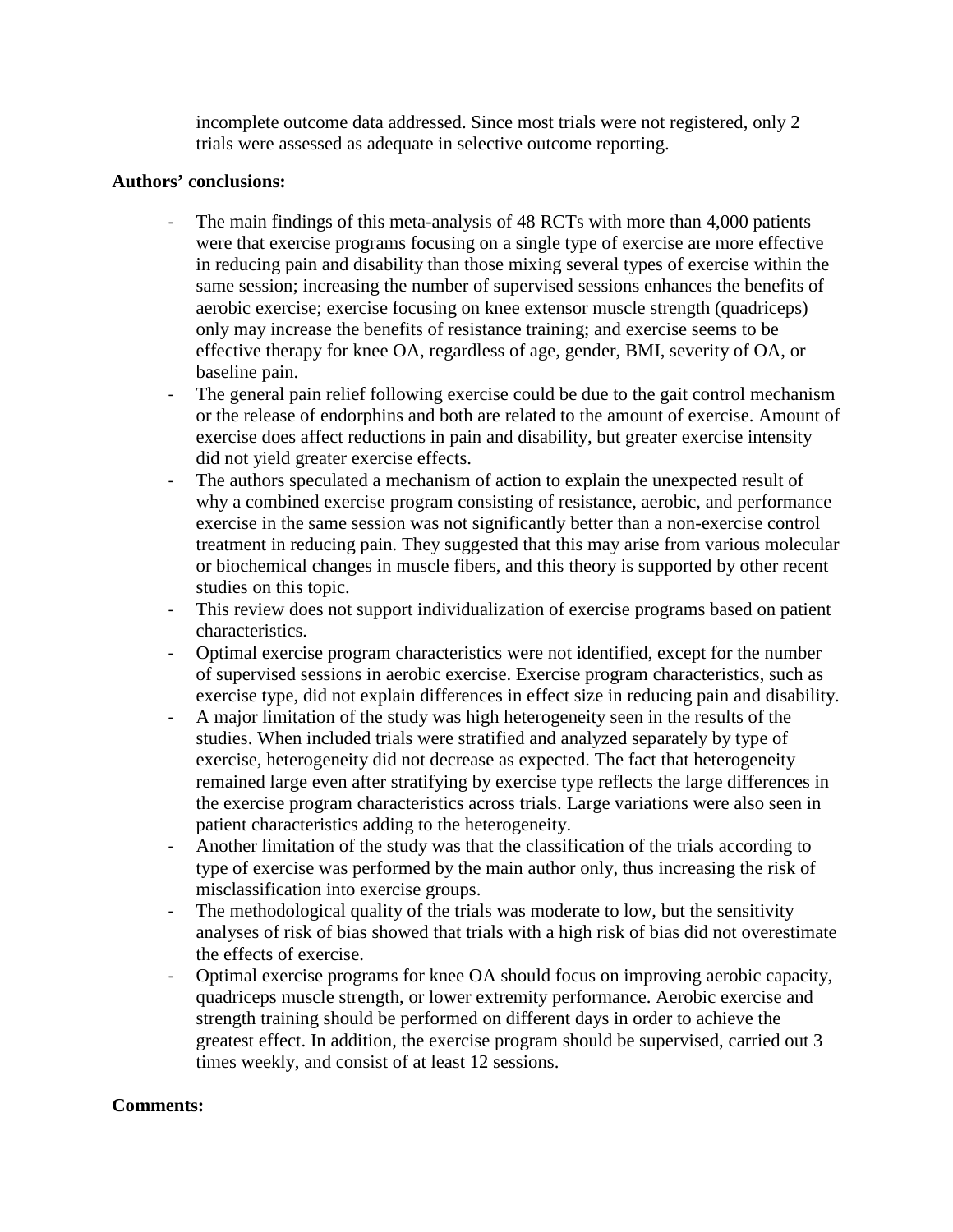incomplete outcome data addressed. Since most trials were not registered, only 2 trials were assessed as adequate in selective outcome reporting.

**Authors' conclusions:**

- The main findings of this meta-analysis of 48 RCTs with more than 4,000 patients were that exercise programs focusing on a single type of exercise are more effective in reducing pain and disability than those mixing several types of exercise within the same session; increasing the number of supervised sessions enhances the benefits of aerobic exercise; exercise focusing on knee extensor muscle strength (quadriceps) only may increase the benefits of resistance training; and exercise seems to be effective therapy for knee OA, regardless of age, gender, BMI, severity of OA, or baseline pain.
- The general pain relief following exercise could be due to the gait control mechanism or the release of endorphins and both are related to the amount of exercise. Amount of exercise does affect reductions in pain and disability, but greater exercise intensity did not yield greater exercise effects.
- The authors speculated a mechanism of action to explain the unexpected result of why a combined exercise program consisting of resistance, aerobic, and performance exercise in the same session was not significantly better than a non-exercise control treatment in reducing pain. They suggested that this may arise from various molecular or biochemical changes in muscle fibers, and this theory is supported by other recent studies on this topic.
- This review does not support individualization of exercise programs based on patient characteristics.
- Optimal exercise program characteristics were not identified, except for the number of supervised sessions in aerobic exercise. Exercise program characteristics, such as exercise type, did not explain differences in effect size in reducing pain and disability.
- A major limitation of the study was high heterogeneity seen in the results of the studies. When included trials were stratified and analyzed separately by type of exercise, heterogeneity did not decrease as expected. The fact that heterogeneity remained large even after stratifying by exercise type reflects the large differences in the exercise program characteristics across trials. Large variations were also seen in patient characteristics adding to the heterogeneity.
- Another limitation of the study was that the classification of the trials according to type of exercise was performed by the main author only, thus increasing the risk of misclassification into exercise groups.
- The methodological quality of the trials was moderate to low, but the sensitivity analyses of risk of bias showed that trials with a high risk of bias did not overestimate the effects of exercise.
- Optimal exercise programs for knee OA should focus on improving aerobic capacity, quadriceps muscle strength, or lower extremity performance. Aerobic exercise and strength training should be performed on different days in order to achieve the greatest effect. In addition, the exercise program should be supervised, carried out 3 times weekly, and consist of at least 12 sessions.

**Comments:**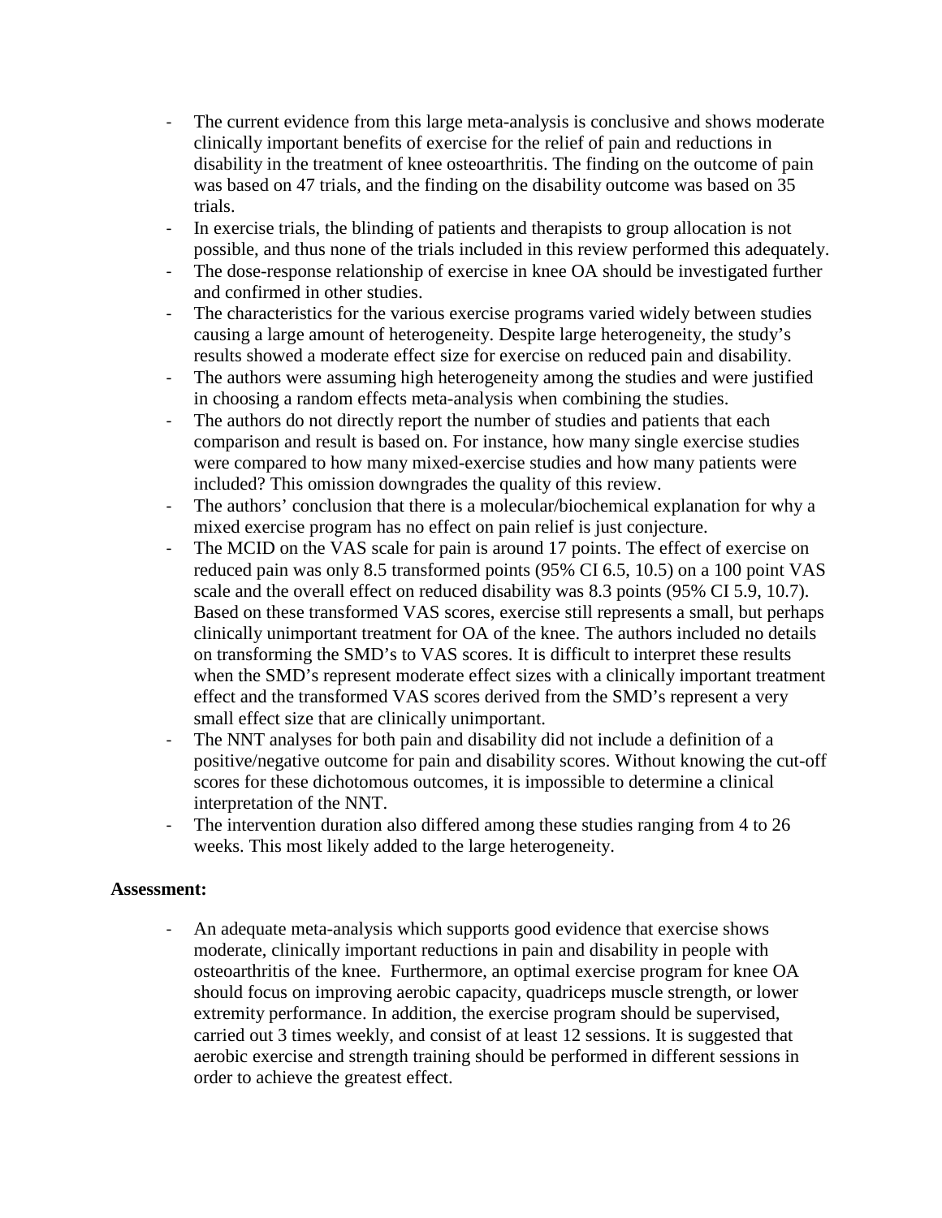- The current evidence from this large meta-analysis is conclusive and shows moderate clinically important benefits of exercise for the relief of pain and reductions in disability in the treatment of knee osteoarthritis. The finding on the outcome of pain was based on 47 trials, and the finding on the disability outcome was based on 35 trials.
- In exercise trials, the blinding of patients and therapists to group allocation is not possible, and thus none of the trials included in this review performed this adequately.
- The dose-response relationship of exercise in knee OA should be investigated further and confirmed in other studies.
- The characteristics for the various exercise programs varied widely between studies causing a large amount of heterogeneity. Despite large heterogeneity, the study's results showed a moderate effect size for exercise on reduced pain and disability.
- The authors were assuming high heterogeneity among the studies and were justified in choosing a random effects meta-analysis when combining the studies.
- The authors do not directly report the number of studies and patients that each comparison and result is based on. For instance, how many single exercise studies were compared to how many mixed-exercise studies and how many patients were included? This omission downgrades the quality of this review.
- The authors' conclusion that there is a molecular/biochemical explanation for why a mixed exercise program has no effect on pain relief is just conjecture.
- The MCID on the VAS scale for pain is around 17 points. The effect of exercise on reduced pain was only 8.5 transformed points (95% CI 6.5, 10.5) on a 100 point VAS scale and the overall effect on reduced disability was 8.3 points (95% CI 5.9, 10.7). Based on these transformed VAS scores, exercise still represents a small, but perhaps clinically unimportant treatment for OA of the knee. The authors included no details on transforming the SMD's to VAS scores. It is difficult to interpret these results when the SMD's represent moderate effect sizes with a clinically important treatment effect and the transformed VAS scores derived from the SMD's represent a very small effect size that are clinically unimportant.
- The NNT analyses for both pain and disability did not include a definition of a positive/negative outcome for pain and disability scores. Without knowing the cut-off scores for these dichotomous outcomes, it is impossible to determine a clinical interpretation of the NNT.
- The intervention duration also differed among these studies ranging from 4 to 26 weeks. This most likely added to the large heterogeneity.

**Assessment:**

- An adequate meta-analysis which supports good evidence that exercise shows moderate, clinically important reductions in pain and disability in people with osteoarthritis of the knee. Furthermore, an optimal exercise program for knee OA should focus on improving aerobic capacity, quadriceps muscle strength, or lower extremity performance. In addition, the exercise program should be supervised, carried out 3 times weekly, and consist of at least 12 sessions. It is suggested that aerobic exercise and strength training should be performed in different sessions in order to achieve the greatest effect.